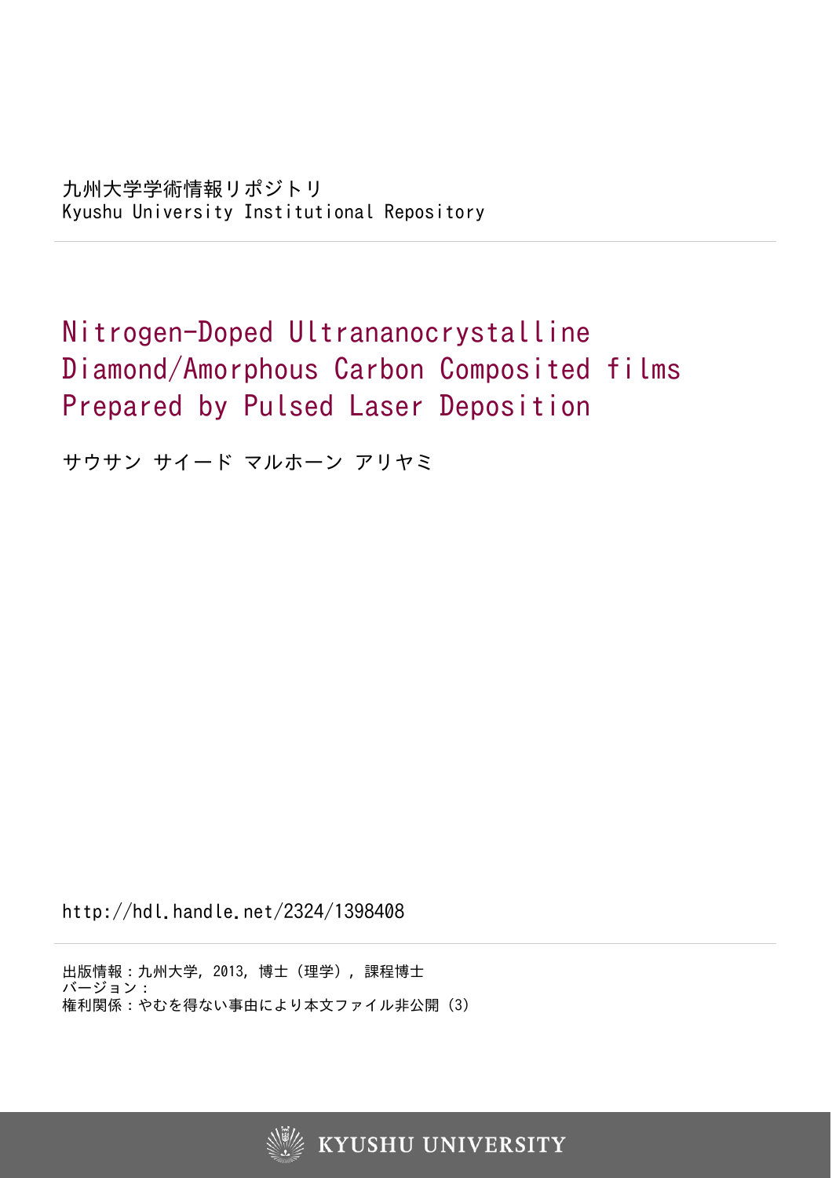九州大学学術情報リポジトリ
Kyushu University Institutional Repository

# Nitrogen-Doped Ultrananocrystalline Diamond/Amorphous Carbon Composited films Prepared by Pulsed Laser Deposition

サウサン サイード マルホーン アリヤミ

http://hdl.handle.net/2324/1398408

出版情報：九州大学, 2013, 博士（理学）, 課程博士
バージョン：
権利関係：やむを得ない事由により本文ファイル非公開 (3)

KYUSHU UNIVERSITY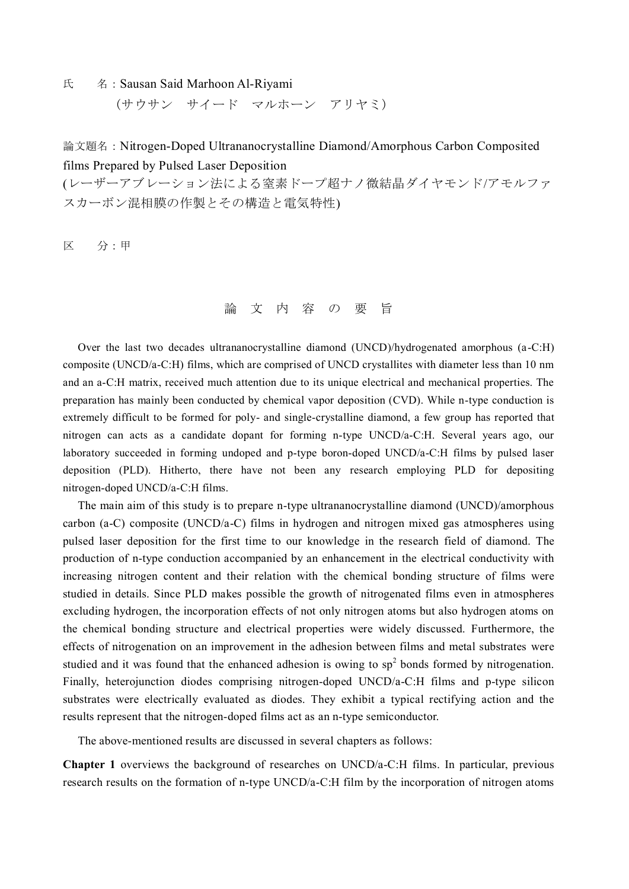氏　　名：Sausan Said Marhoon Al-Riyami

（サウサン　サイード　マルホーン　アリヤミ）

論文題名：Nitrogen-Doped Ultrananocrystalline Diamond/Amorphous Carbon Composited films Prepared by Pulsed Laser Deposition

(レーザーアブレーション法による窒素ドープ超ナノ微結晶ダイヤモンド/アモルファスカーボン混相膜の作製とその構造と電気特性)

区　　分：甲

## 論 文 内 容 の 要 旨

Over the last two decades ultrananocrystalline diamond (UNCD)/hydrogenated amorphous (a-C:H) composite (UNCD/a-C:H) films, which are comprised of UNCD crystallites with diameter less than 10 nm and an a-C:H matrix, received much attention due to its unique electrical and mechanical properties. The preparation has mainly been conducted by chemical vapor deposition (CVD). While n-type conduction is extremely difficult to be formed for poly- and single-crystalline diamond, a few group has reported that nitrogen can acts as a candidate dopant for forming n-type UNCD/a-C:H. Several years ago, our laboratory succeeded in forming undoped and p-type boron-doped UNCD/a-C:H films by pulsed laser deposition (PLD). Hitherto, there have not been any research employing PLD for depositing nitrogen-doped UNCD/a-C:H films.

The main aim of this study is to prepare n-type ultrananocrystalline diamond (UNCD)/amorphous carbon (a-C) composite (UNCD/a-C) films in hydrogen and nitrogen mixed gas atmospheres using pulsed laser deposition for the first time to our knowledge in the research field of diamond. The production of n-type conduction accompanied by an enhancement in the electrical conductivity with increasing nitrogen content and their relation with the chemical bonding structure of films were studied in details. Since PLD makes possible the growth of nitrogenated films even in atmospheres excluding hydrogen, the incorporation effects of not only nitrogen atoms but also hydrogen atoms on the chemical bonding structure and electrical properties were widely discussed. Furthermore, the effects of nitrogenation on an improvement in the adhesion between films and metal substrates were studied and it was found that the enhanced adhesion is owing to $sp^2$ bonds formed by nitrogenation. Finally, heterojunction diodes comprising nitrogen-doped UNCD/a-C:H films and p-type silicon substrates were electrically evaluated as diodes. They exhibit a typical rectifying action and the results represent that the nitrogen-doped films act as an n-type semiconductor.

The above-mentioned results are discussed in several chapters as follows:

**Chapter 1** overviews the background of researches on UNCD/a-C:H films. In particular, previous research results on the formation of n-type UNCD/a-C:H film by the incorporation of nitrogen atoms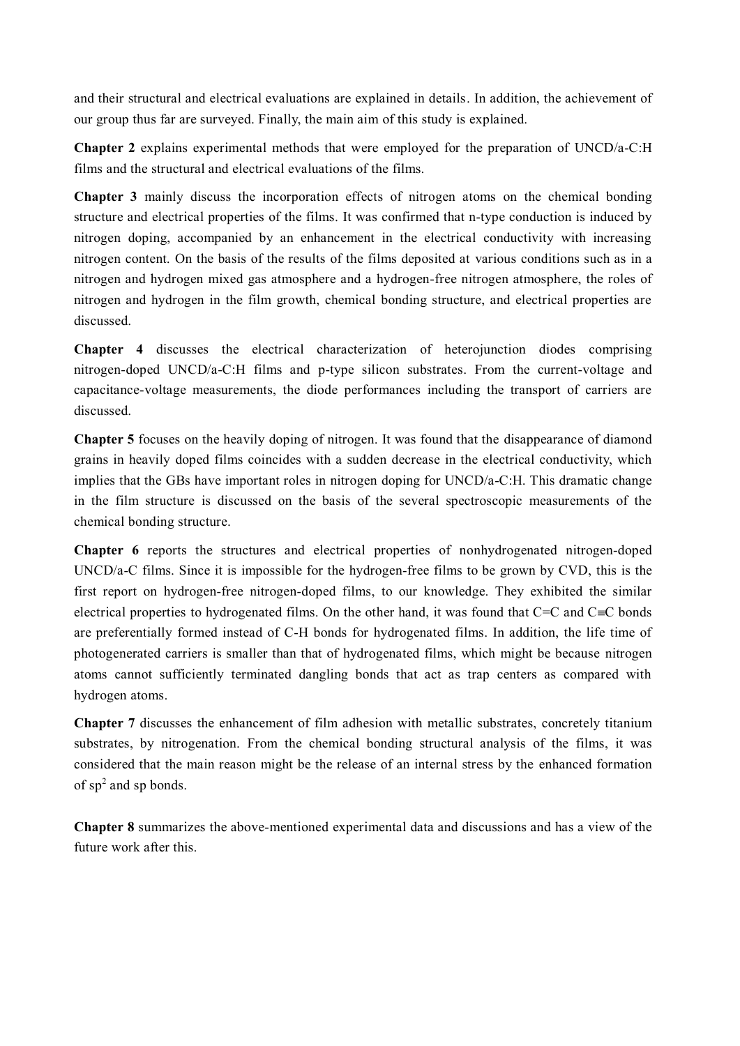and their structural and electrical evaluations are explained in details. In addition, the achievement of our group thus far are surveyed. Finally, the main aim of this study is explained.

**Chapter 2** explains experimental methods that were employed for the preparation of UNCD/a-C:H films and the structural and electrical evaluations of the films.

**Chapter 3** mainly discuss the incorporation effects of nitrogen atoms on the chemical bonding structure and electrical properties of the films. It was confirmed that n-type conduction is induced by nitrogen doping, accompanied by an enhancement in the electrical conductivity with increasing nitrogen content. On the basis of the results of the films deposited at various conditions such as in a nitrogen and hydrogen mixed gas atmosphere and a hydrogen-free nitrogen atmosphere, the roles of nitrogen and hydrogen in the film growth, chemical bonding structure, and electrical properties are discussed.

**Chapter 4** discusses the electrical characterization of heterojunction diodes comprising nitrogen-doped UNCD/a-C:H films and p-type silicon substrates. From the current-voltage and capacitance-voltage measurements, the diode performances including the transport of carriers are discussed.

**Chapter 5** focuses on the heavily doping of nitrogen. It was found that the disappearance of diamond grains in heavily doped films coincides with a sudden decrease in the electrical conductivity, which implies that the GBs have important roles in nitrogen doping for UNCD/a-C:H. This dramatic change in the film structure is discussed on the basis of the several spectroscopic measurements of the chemical bonding structure.

**Chapter 6** reports the structures and electrical properties of nonhydrogenated nitrogen-doped UNCD/a-C films. Since it is impossible for the hydrogen-free films to be grown by CVD, this is the first report on hydrogen-free nitrogen-doped films, to our knowledge. They exhibited the similar electrical properties to hydrogenated films. On the other hand, it was found that C=C and C≡C bonds are preferentially formed instead of C-H bonds for hydrogenated films. In addition, the life time of photogenerated carriers is smaller than that of hydrogenated films, which might be because nitrogen atoms cannot sufficiently terminated dangling bonds that act as trap centers as compared with hydrogen atoms.

**Chapter 7** discusses the enhancement of film adhesion with metallic substrates, concretely titanium substrates, by nitrogenation. From the chemical bonding structural analysis of the films, it was considered that the main reason might be the release of an internal stress by the enhanced formation of $sp^2$ and sp bonds.

**Chapter 8** summarizes the above-mentioned experimental data and discussions and has a view of the future work after this.